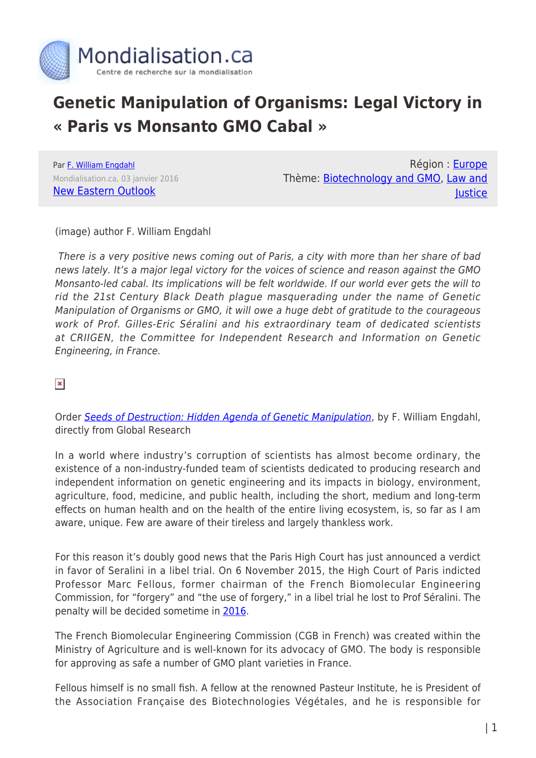# Genetic Manipulation of Organisms: Legal Victory in « Paris vs Monsanto GMO Cabal »

Par F. William Engdahl
Mondialisation.ca, 03 janvier 2016
New Eastern Outlook

Région : Europe
Thème: Biotechnology and GMO, Law and Justice

(image) author F. William Engdahl

*There is a very positive news coming out of Paris, a city with more than her share of bad news lately. It's a major legal victory for the voices of science and reason against the GMO Monsanto-led cabal. Its implications will be felt worldwide. If our world ever gets the will to rid the 21st Century Black Death plague masquerading under the name of Genetic Manipulation of Organisms or GMO, it will owe a huge debt of gratitude to the courageous work of Prof. Gilles-Eric Séralini and his extraordinary team of dedicated scientists at CRIIGEN, the Committee for Independent Research and Information on Genetic Engineering, in France.*

Order *Seeds of Destruction: Hidden Agenda of Genetic Manipulation*, by F. William Engdahl, directly from Global Research

In a world where industry's corruption of scientists has almost become ordinary, the existence of a non-industry-funded team of scientists dedicated to producing research and independent information on genetic engineering and its impacts in biology, environment, agriculture, food, medicine, and public health, including the short, medium and long-term effects on human health and on the health of the entire living ecosystem, is, so far as I am aware, unique. Few are aware of their tireless and largely thankless work.

For this reason it's doubly good news that the Paris High Court has just announced a verdict in favor of Seralini in a libel trial. On 6 November 2015, the High Court of Paris indicted Professor Marc Fellous, former chairman of the French Biomolecular Engineering Commission, for "forgery" and "the use of forgery," in a libel trial he lost to Prof Séralini. The penalty will be decided sometime in 2016.

The French Biomolecular Engineering Commission (CGB in French) was created within the Ministry of Agriculture and is well-known for its advocacy of GMO. The body is responsible for approving as safe a number of GMO plant varieties in France.

Fellous himself is no small fish. A fellow at the renowned Pasteur Institute, he is President of the Association Française des Biotechnologies Végétales, and he is responsible for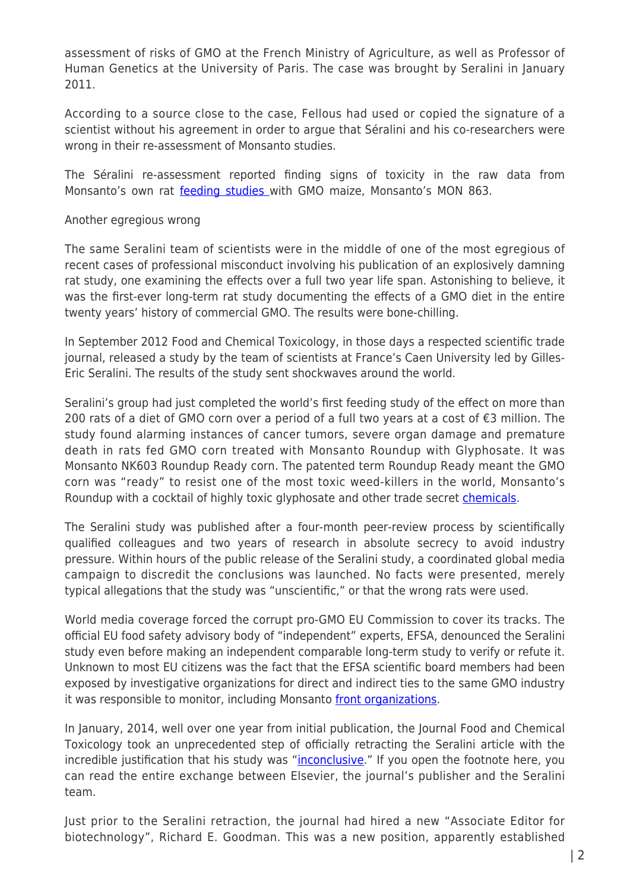assessment of risks of GMO at the French Ministry of Agriculture, as well as Professor of Human Genetics at the University of Paris. The case was brought by Seralini in January 2011.

According to a source close to the case, Fellous had used or copied the signature of a scientist without his agreement in order to argue that Séralini and his co-researchers were wrong in their re-assessment of Monsanto studies.

The Séralini re-assessment reported finding signs of toxicity in the raw data from Monsanto's own rat feeding studies with GMO maize, Monsanto's MON 863.

Another egregious wrong

The same Seralini team of scientists were in the middle of one of the most egregious of recent cases of professional misconduct involving his publication of an explosively damning rat study, one examining the effects over a full two year life span. Astonishing to believe, it was the first-ever long-term rat study documenting the effects of a GMO diet in the entire twenty years' history of commercial GMO. The results were bone-chilling.

In September 2012 Food and Chemical Toxicology, in those days a respected scientific trade journal, released a study by the team of scientists at France's Caen University led by Gilles-Eric Seralini. The results of the study sent shockwaves around the world.

Seralini's group had just completed the world's first feeding study of the effect on more than 200 rats of a diet of GMO corn over a period of a full two years at a cost of €3 million. The study found alarming instances of cancer tumors, severe organ damage and premature death in rats fed GMO corn treated with Monsanto Roundup with Glyphosate. It was Monsanto NK603 Roundup Ready corn. The patented term Roundup Ready meant the GMO corn was "ready" to resist one of the most toxic weed-killers in the world, Monsanto's Roundup with a cocktail of highly toxic glyphosate and other trade secret chemicals.

The Seralini study was published after a four-month peer-review process by scientifically qualified colleagues and two years of research in absolute secrecy to avoid industry pressure. Within hours of the public release of the Seralini study, a coordinated global media campaign to discredit the conclusions was launched. No facts were presented, merely typical allegations that the study was "unscientific," or that the wrong rats were used.

World media coverage forced the corrupt pro-GMO EU Commission to cover its tracks. The official EU food safety advisory body of "independent" experts, EFSA, denounced the Seralini study even before making an independent comparable long-term study to verify or refute it. Unknown to most EU citizens was the fact that the EFSA scientific board members had been exposed by investigative organizations for direct and indirect ties to the same GMO industry it was responsible to monitor, including Monsanto front organizations.

In January, 2014, well over one year from initial publication, the Journal Food and Chemical Toxicology took an unprecedented step of officially retracting the Seralini article with the incredible justification that his study was "inconclusive." If you open the footnote here, you can read the entire exchange between Elsevier, the journal's publisher and the Seralini team.

Just prior to the Seralini retraction, the journal had hired a new "Associate Editor for biotechnology", Richard E. Goodman. This was a new position, apparently established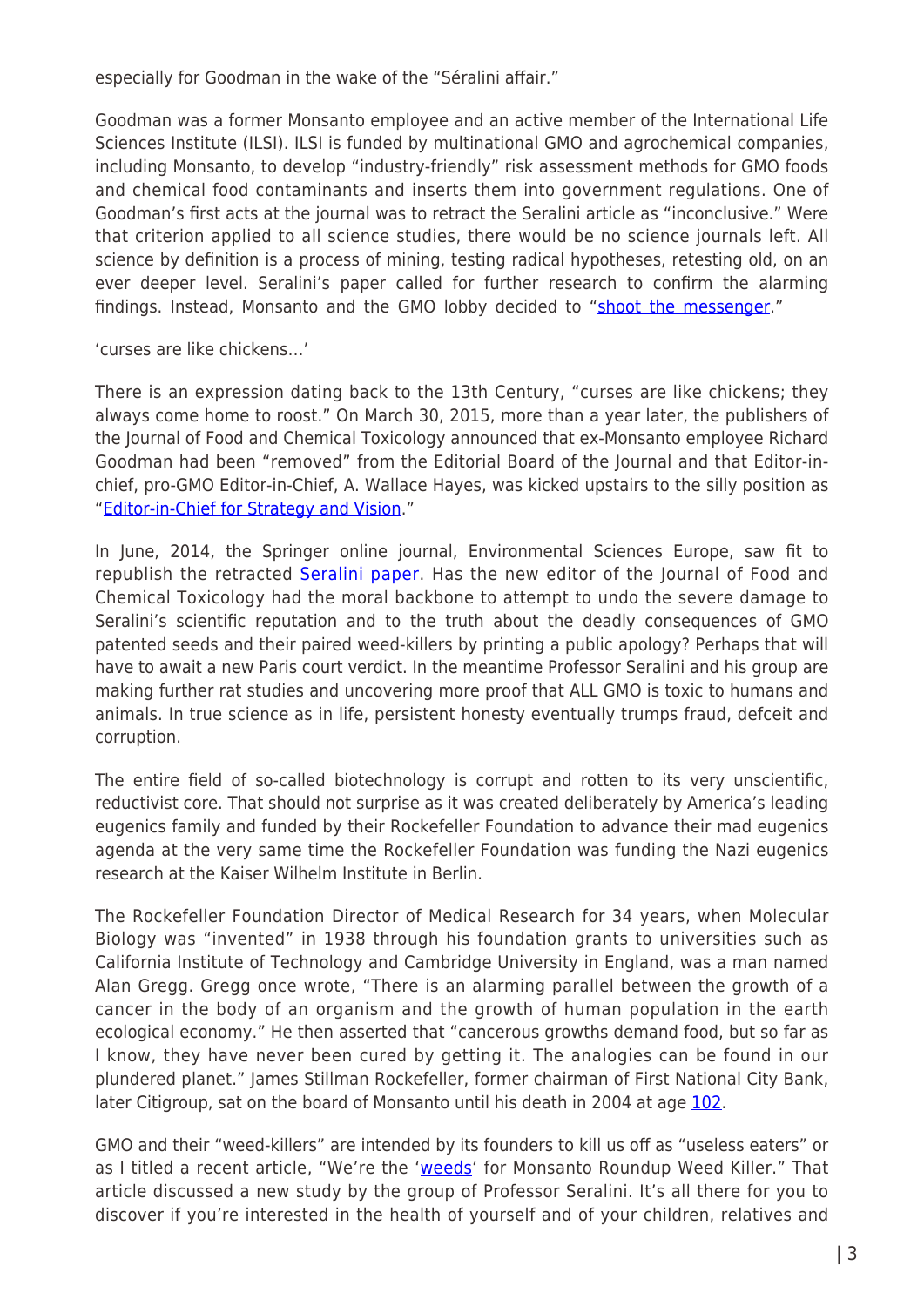especially for Goodman in the wake of the "Séralini affair."

Goodman was a former Monsanto employee and an active member of the International Life Sciences Institute (ILSI). ILSI is funded by multinational GMO and agrochemical companies, including Monsanto, to develop "industry-friendly" risk assessment methods for GMO foods and chemical food contaminants and inserts them into government regulations. One of Goodman's first acts at the journal was to retract the Seralini article as "inconclusive." Were that criterion applied to all science studies, there would be no science journals left. All science by definition is a process of mining, testing radical hypotheses, retesting old, on an ever deeper level. Seralini's paper called for further research to confirm the alarming findings. Instead, Monsanto and the GMO lobby decided to "shoot the messenger."

'curses are like chickens…'

There is an expression dating back to the 13th Century, "curses are like chickens; they always come home to roost." On March 30, 2015, more than a year later, the publishers of the Journal of Food and Chemical Toxicology announced that ex-Monsanto employee Richard Goodman had been "removed" from the Editorial Board of the Journal and that Editor-in-chief, pro-GMO Editor-in-Chief, A. Wallace Hayes, was kicked upstairs to the silly position as "Editor-in-Chief for Strategy and Vision."

In June, 2014, the Springer online journal, Environmental Sciences Europe, saw fit to republish the retracted Seralini paper. Has the new editor of the Journal of Food and Chemical Toxicology had the moral backbone to attempt to undo the severe damage to Seralini's scientific reputation and to the truth about the deadly consequences of GMO patented seeds and their paired weed-killers by printing a public apology? Perhaps that will have to await a new Paris court verdict. In the meantime Professor Seralini and his group are making further rat studies and uncovering more proof that ALL GMO is toxic to humans and animals. In true science as in life, persistent honesty eventually trumps fraud, defceit and corruption.

The entire field of so-called biotechnology is corrupt and rotten to its very unscientific, reductivist core. That should not surprise as it was created deliberately by America's leading eugenics family and funded by their Rockefeller Foundation to advance their mad eugenics agenda at the very same time the Rockefeller Foundation was funding the Nazi eugenics research at the Kaiser Wilhelm Institute in Berlin.

The Rockefeller Foundation Director of Medical Research for 34 years, when Molecular Biology was "invented" in 1938 through his foundation grants to universities such as California Institute of Technology and Cambridge University in England, was a man named Alan Gregg. Gregg once wrote, "There is an alarming parallel between the growth of a cancer in the body of an organism and the growth of human population in the earth ecological economy." He then asserted that "cancerous growths demand food, but so far as I know, they have never been cured by getting it. The analogies can be found in our plundered planet." James Stillman Rockefeller, former chairman of First National City Bank, later Citigroup, sat on the board of Monsanto until his death in 2004 at age 102.

GMO and their "weed-killers" are intended by its founders to kill us off as "useless eaters" or as I titled a recent article, "We're the 'weeds' for Monsanto Roundup Weed Killer." That article discussed a new study by the group of Professor Seralini. It's all there for you to discover if you're interested in the health of yourself and of your children, relatives and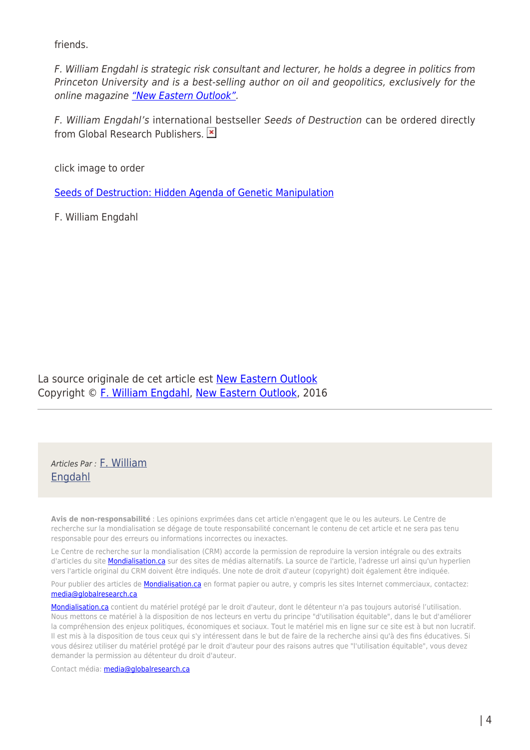friends.

*F. William Engdahl is strategic risk consultant and lecturer, he holds a degree in politics from Princeton University and is a best-selling author on oil and geopolitics, exclusively for the online magazine “New Eastern Outlook”.*

*F. William Engdahl’s* international bestseller *Seeds of Destruction* can be ordered directly from Global Research Publishers.

click image to order

Seeds of Destruction: Hidden Agenda of Genetic Manipulation

F. William Engdahl

La source originale de cet article est New Eastern Outlook
Copyright © F. William Engdahl, New Eastern Outlook, 2016

---

*Articles Par :* F. William Engdahl

**Avis de non-responsabilité** : Les opinions exprimées dans cet article n'engagent que le ou les auteurs. Le Centre de recherche sur la mondialisation se dégage de toute responsabilité concernant le contenu de cet article et ne sera pas tenu responsable pour des erreurs ou informations incorrectes ou inexactes.

Le Centre de recherche sur la mondialisation (CRM) accorde la permission de reproduire la version intégrale ou des extraits d'articles du site Mondialisation.ca sur des sites de médias alternatifs. La source de l'article, l'adresse url ainsi qu'un hyperlien vers l'article original du CRM doivent être indiqués. Une note de droit d'auteur (copyright) doit également être indiquée.

Pour publier des articles de Mondialisation.ca en format papier ou autre, y compris les sites Internet commerciaux, contactez: media@globalresearch.ca

Mondialisation.ca contient du matériel protégé par le droit d'auteur, dont le détenteur n'a pas toujours autorisé l'utilisation. Nous mettons ce matériel à la disposition de nos lecteurs en vertu du principe "d'utilisation équitable", dans le but d'améliorer la compréhension des enjeux politiques, économiques et sociaux. Tout le matériel mis en ligne sur ce site est à but non lucratif. Il est mis à la disposition de tous ceux qui s'y intéressent dans le but de faire de la recherche ainsi qu'à des fins éducatives. Si vous désirez utiliser du matériel protégé par le droit d'auteur pour des raisons autres que "l'utilisation équitable", vous devez demander la permission au détenteur du droit d'auteur.

Contact média: media@globalresearch.ca